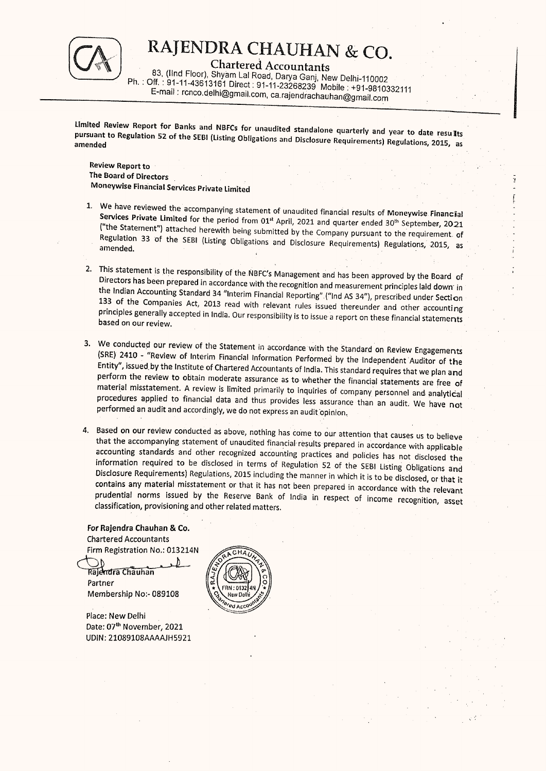# RAJENDRA CHAUHAN & CO.

**Chartered Accountants**

83, (IInd Floor), Shyam Lal Road, Darya Ganj, New Delhi-110002
Ph. : Off. : 91-11-43613161 Direct : 91-11-23268239 Mobile : +91-9810332111
E-mail : rcnco.delhi@gmail.com, ca.rajendrachauhan@gmail.com

**Limited Review Report for Banks and NBFCs for unaudited standalone quarterly and year to date results pursuant to Regulation 52 of the SEBI (Listing Obligations and Disclosure Requirements) Regulations, 2015, as amended**

**Review Report to**
**The Board of Directors**
**Moneywise Financial Services Private Limited**

1. We have reviewed the accompanying statement of unaudited financial results of **Moneywise Financial Services Private Limited** for the period from 01st April, 2021 and quarter ended 30th September, 2021 ("the Statement") attached herewith being submitted by the Company pursuant to the requirement of Regulation 33 of the SEBI (Listing Obligations and Disclosure Requirements) Regulations, 2015, as amended.

2. This statement is the responsibility of the NBFC's Management and has been approved by the Board of Directors has been prepared in accordance with the recognition and measurement principles laid down in the Indian Accounting Standard 34 "Interim Financial Reporting" ("Ind AS 34"), prescribed under Section 133 of the Companies Act, 2013 read with relevant rules issued thereunder and other accounting principles generally accepted in India. Our responsibility is to issue a report on these financial statements based on our review.

3. We conducted our review of the Statement in accordance with the Standard on Review Engagements (SRE) 2410 - "Review of Interim Financial Information Performed by the Independent Auditor of the Entity", issued by the Institute of Chartered Accountants of India. This standard requires that we plan and perform the review to obtain moderate assurance as to whether the financial statements are free of material misstatement. A review is limited primarily to inquiries of company personnel and analytical procedures applied to financial data and thus provides less assurance than an audit. We have not performed an audit and accordingly, we do not express an audit opinion.

4. Based on our review conducted as above, nothing has come to our attention that causes us to believe that the accompanying statement of unaudited financial results prepared in accordance with applicable accounting standards and other recognized accounting practices and policies has not disclosed the information required to be disclosed in terms of Regulation 52 of the SEBI Listing Obligations and Disclosure Requirements) Regulations, 2015 including the manner in which it is to be disclosed, or that it contains any material misstatement or that it has not been prepared in accordance with the relevant prudential norms issued by the Reserve Bank of India in respect of income recognition, asset classification, provisioning and other related matters.

**For Rajendra Chauhan & Co.**
Chartered Accountants
Firm Registration No.: 013214N

Rajendra Chauhan
Partner
Membership No:- 089108

Place: New Delhi
Date: 07th November, 2021
UDIN: 21089108AAAAJH5921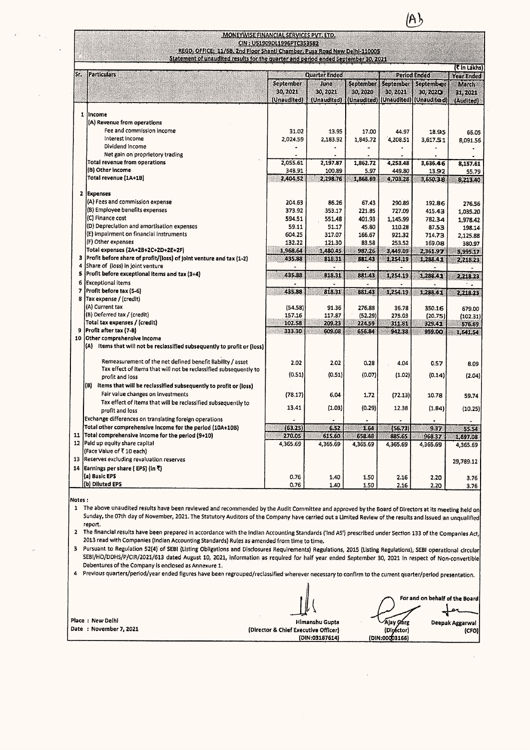(A)

**MONEYWISE FINANCIAL SERVICES PVT. LTD.**

**CIN : U51909DL1996PTC353582**

**REGD. OFFICE: 11/6B, 2nd Floor Shanti Chamber, Pusa Road New Delhi-110005**

**Statement of unaudited results for the quarter and period ended September 30, 2021**

(₹ in Lakhs)

| Sr. | Particulars | Quarter Ended | | | Period Ended | | Year Ended |
|---|---|---|---|---|---|---|---|
| | | September 30, 2021 (Unaudited) | June 30, 2021 (Unaudited) | September 30, 2020 (Unaudited) | September 30, 2021 (Unaudited) | September 30, 2020 (Unaudited) | March 31, 2021 (Audited) |
| 1 | Income | | | | | | |
| | (A) Revenue from operations | | | | | | |
| | Fee and commission income | 31.02 | 13.95 | 17.00 | 44.97 | 18.95 | 66.05 |
| | Interest income | 2,024.59 | 2,183.92 | 1,845.72 | 4,208.51 | 3,617.51 | 8,091.56 |
| | Dividend income | - | - | - | - | - | - |
| | Net gain on proprietory trading | - | - | - | - | - | - |
| | Total revenue from operations | 2,055.61 | 2,197.87 | 1,862.72 | 4,253.48 | 3,636.46 | 8,157.61 |
| | (B) Other income | 348.91 | 100.89 | 5.97 | 449.80 | 13.92 | 55.79 |
| | Total revenue (1A+1B) | 2,404.52 | 2,298.76 | 1,868.69 | 4,703.28 | 3,650.38 | 8,213.40 |
| 2 | Expenses | | | | | | |
| | (A) Fees and commission expense | 204.63 | 86.26 | 67.43 | 290.89 | 192.86 | 276.56 |
| | (B) Employee benefits expenses | 373.92 | 353.17 | 221.85 | 727.09 | 415.43 | 1,035.20 |
| | (C) Finance cost | 594.51 | 551.48 | 401.93 | 1,145.99 | 782.34 | 1,978.42 |
| | (D) Depreciation and amortisation expenses | 59.11 | 51.17 | 45.80 | 110.28 | 87.53 | 198.14 |
| | (E) Impairment on financial instruments | 604.25 | 317.07 | 166.67 | 921.32 | 714.73 | 2,125.88 |
| | (F) Other expenses | 132.22 | 121.30 | 83.58 | 253.52 | 169.08 | 380.97 |
| | Total expenses (2A+2B+2C+2D+2E+2F) | 1,968.64 | 1,480.45 | 987.26 | 3,449.09 | 2,361.97 | 5,995.17 |
| 3 | Profit before share of profit/(loss) of joint venture and tax (1-2) | 435.88 | 818.31 | 881.43 | 1,254.19 | 1,288.41 | 2,218.23 |
| 4 | Share of (loss) in joint venture | - | - | - | - | - | - |
| 5 | Profit before exceptional items and tax (3+4) | 435.88 | 818.31 | 881.43 | 1,254.19 | 1,288.41 | 2,218.23 |
| 6 | Exceptional items | - | - | - | - | - | - |
| 7 | Profit before tax (5-6) | 435.88 | 818.31 | 881.43 | 1,254.19 | 1,288.41 | 2,218.23 |
| 8 | Tax expense / (credit) | | | | | | |
| | (A) Current tax | (54.58) | 91.36 | 276.88 | 36.78 | 350.16 | 679.00 |
| | (B) Deferred tax / (credit) | 157.16 | 117.87 | (52.29) | 275.03 | (20.75) | (102.31) |
| | Total tax expenses / (credit) | 102.58 | 209.23 | 224.59 | 311.81 | 329.41 | 576.69 |
| 9 | Profit after tax (7-8) | 333.30 | 609.08 | 656.84 | 942.38 | 959.00 | 1,641.54 |
| 10 | Other comprehensive income | | | | | | |
| | (A) Items that will not be reclassified subsequently to profit or (loss) | | | | | | |
| | Remeasurement of the net defined benefit liability / asset | 2.02 | 2.02 | 0.28 | 4.04 | 0.57 | 8.09 |
| | Tax effect of items that will not be reclassified subsequently to profit and loss | (0.51) | (0.51) | (0.07) | (1.02) | (0.14) | (2.04) |
| | (B) Items that will be reclassified subsequently to profit or (loss) | | | | | | |
| | Fair value changes on investments | (78.17) | 6.04 | 1.72 | (72.13) | 10.78 | 59.74 |
| | Tax effect of items that will be reclassified subsequently to profit and loss | 13.41 | (1.03) | (0.29) | 12.38 | (1.84) | (10.25) |
| | Exchange differences on translating foreign operations | - | - | - | - | - | - |
| | Total other comprehensive income for the period (10A+10B) | (63.25) | 6.52 | 1.64 | (56.73) | 9.37 | 55.54 |
| 11 | Total comprehensive income for the period (9+10) | 270.05 | 615.60 | 658.48 | 885.65 | 968.37 | 1,697.08 |
| 12 | Paid up equity share capital (Face Value of ₹ 10 each) | 4,365.69 | 4,365.69 | 4,365.69 | 4,365.69 | 4,365.69 | 4,365.69 |
| 13 | Reserves excluding revaluation reserves | | | | | | 29,789.12 |
| 14 | Earnings per share ( EPS) (in ₹) | | | | | | |
| | (a) Basic EPS | 0.76 | 1.40 | 1.50 | 2.16 | 2.20 | 3.76 |
| | (b) Diluted EPS | 0.76 | 1.40 | 1.50 | 2.16 | 2.20 | 3.76 |

**Notes :**

1. The above unaudited results have been reviewed and recommended by the Audit Committee and approved by the Board of Directors at its meeting held on Sunday, the 07th day of November, 2021. The Statutory Auditors of the Company have carried out a Limited Review of the results and issued an unqualified report.
2. The financial results have been prepared in accordance with the Indian Accounting Standards ('Ind AS') prescribed under Section 133 of the Companies Act, 2013 read with Companies (Indian Accounting Standards) Rules as amended from time to time.
3. Pursuant to Regulation 52(4) of SEBI (Listing Obligations and Disclosures Requirements) Regulations, 2015 (Listing Regulations), SEBI operational circular SEBI/HO/DDHS/P/CIR/2021/613 dated August 10, 2021, information as required for half year ended September 30, 2021 in respect of Non-convertible Debentures of the Company is enclosed as Annexure 1.
4. Previous quarters/period/year ended figures have been regrouped/reclassified wherever necessary to confirm to the current quarter/period presentation.

For and on behalf of the Board

Place : New Delhi
Date : November 7, 2021

Himanshu Gupta
(Director & Chief Executive Officer)
(DIN:03187614)

Ajay Garg
(Director)
(DIN:00003166)

Deepak Aggarwal
(CFO)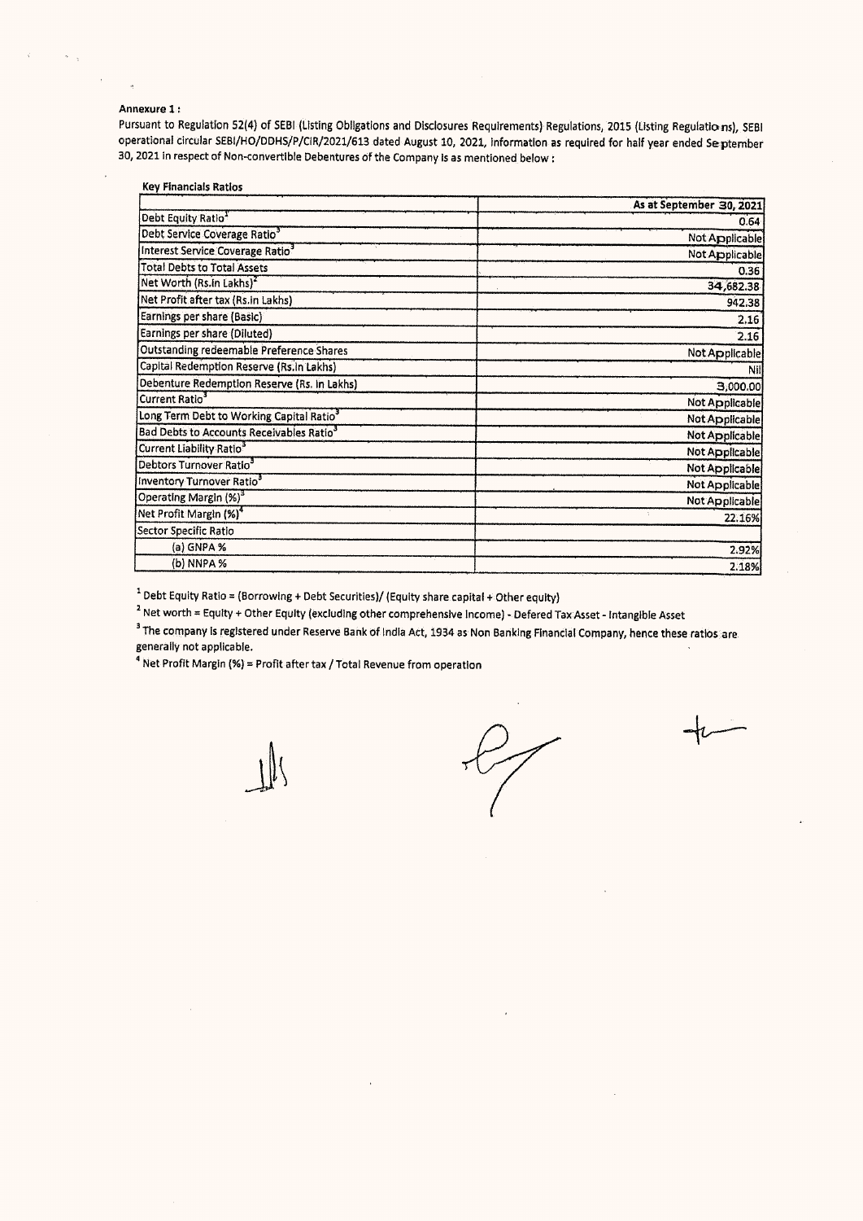**Annexure 1 :**

Pursuant to Regulation 52(4) of SEBI (Listing Obligations and Disclosures Requirements) Regulations, 2015 (Listing Regulations), SEBI operational circular SEBI/HO/DDHS/P/CIR/2021/613 dated August 10, 2021, information as required for half year ended September 30, 2021 in respect of Non-convertible Debentures of the Company is as mentioned below :

**Key Financials Ratios**

| | As at September 30, 2021 |
|---|---|
| Debt Equity Ratio[1] | 0.64 |
| Debt Service Coverage Ratio[3] | Not Applicable |
| Interest Service Coverage Ratio[3] | Not Applicable |
| Total Debts to Total Assets | 0.36 |
| Net Worth (Rs.in Lakhs)[2] | 34,682.38 |
| Net Profit after tax (Rs.in Lakhs) | 942.38 |
| Earnings per share (Basic) | 2.16 |
| Earnings per share (Diluted) | 2.16 |
| Outstanding redeemable Preference Shares | Not Applicable |
| Capital Redemption Reserve (Rs.in Lakhs) | Nil |
| Debenture Redemption Reserve (Rs. in Lakhs) | 3,000.00 |
| Current Ratio[3] | Not Applicable |
| Long Term Debt to Working Capital Ratio[3] | Not Applicable |
| Bad Debts to Accounts Receivables Ratio[3] | Not Applicable |
| Current Liability Ratio[3] | Not Applicable |
| Debtors Turnover Ratio[3] | Not Applicable |
| Inventory Turnover Ratio[3] | Not Applicable |
| Operating Margin (%)[3] | Not Applicable |
| Net Profit Margin (%)[4] | 22.16% |
| Sector Specific Ratio | |
| (a) GNPA % | 2.92% |
| (b) NNPA % | 2.18% |

[1] Debt Equity Ratio = (Borrowing + Debt Securities)/ (Equity share capital + Other equity)

[2] Net worth = Equity + Other Equity (excluding other comprehensive income) - Defered Tax Asset - Intangible Asset

[3] The company is registered under Reserve Bank of India Act, 1934 as Non Banking Financial Company, hence these ratios are generally not applicable.

[4] Net Profit Margin (%) = Profit after tax / Total Revenue from operation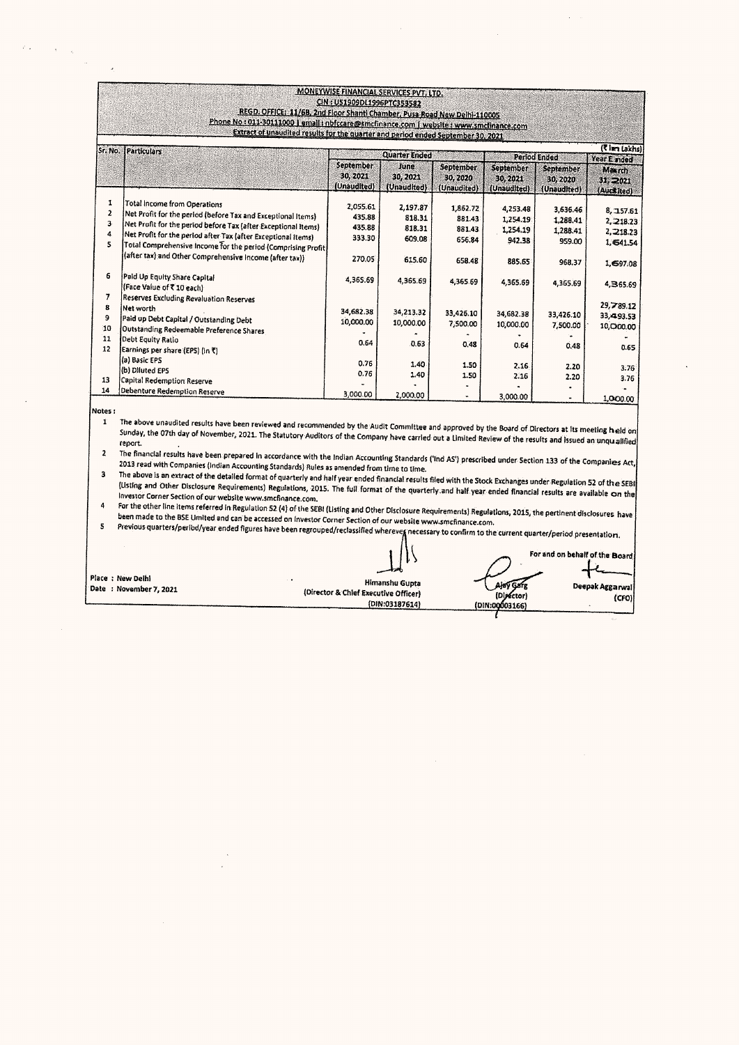# MONEYWISE FINANCIAL SERVICES PVT. LTD.

CIN : U51909DL1996PTC353582

REGD. OFFICE: 11/6B, 2nd Floor Shanti Chamber, Pusa Road New Delhi-110005

Phone No : 011-30111000 | email : nbfccare@smcfinance.com | website : www.smcfinance.com

Extract of unaudited results for the quarter and period ended September 30, 2021

(₹ in Lakhs)

| Sr. No. | Particulars | Quarter Ended | | | Period Ended | | Year Ended |
|---|---|---|---|---|---|---|---|
| | | September 30, 2021 (Unaudited) | June 30, 2021 (Unaudited) | September 30, 2020 (Unaudited) | September 30, 2021 (Unaudited) | September 30, 2020 (Unaudited) | March 31, 2021 (Audited) |
| 1 | Total Income from Operations | 2,055.61 | 2,197.87 | 1,862.72 | 4,253.48 | 3,636.46 | 8,157.61 |
| 2 | Net Profit for the period (before Tax and Exceptional Items) | 435.88 | 818.31 | 881.43 | 1,254.19 | 1,288.41 | 2,218.23 |
| 3 | Net Profit for the period before Tax (after Exceptional Items) | 435.88 | 818.31 | 881.43 | 1,254.19 | 1,288.41 | 2,218.23 |
| 4 | Net Profit for the period after Tax (after Exceptional Items) | 333.30 | 609.08 | 656.84 | 942.38 | 959.00 | 1,641.54 |
| 5 | Total Comprehensive Income for the period (Comprising Profit (after tax) and Other Comprehensive Income (after tax)) | 270.05 | 615.60 | 658.48 | 885.65 | 968.37 | 1,697.08 |
| 6 | Paid Up Equity Share Capital (Face Value of ₹ 10 each) | 4,365.69 | 4,365.69 | 4,365.69 | 4,365.69 | 4,365.69 | 4,365.69 |
| 7 | Reserves Excluding Revaluation Reserves | | | | | | 29,789.12 |
| 8 | Net worth | 34,682.38 | 34,213.32 | 33,426.10 | 34,682.38 | 33,426.10 | 33,493.53 |
| 9 | Paid up Debt Capital / Outstanding Debt | 10,000.00 | 10,000.00 | 7,500.00 | 10,000.00 | 7,500.00 | 10,000.00 |
| 10 | Outstanding Redeemable Preference Shares | - | - | - | - | - | - |
| 11 | Debt Equity Ratio | 0.64 | 0.63 | 0.48 | 0.64 | 0.48 | 0.65 |
| 12 | Earnings per share (EPS) (in ₹) | | | | | | |
| | (a) Basic EPS | 0.76 | 1.40 | 1.50 | 2.16 | 2.20 | 3.76 |
| | (b) Diluted EPS | 0.76 | 1.40 | 1.50 | 2.16 | 2.20 | 3.76 |
| 13 | Capital Redemption Reserve | - | - | - | - | - | - |
| 14 | Debenture Redemption Reserve | 3,000.00 | 2,000.00 | - | 3,000.00 | - | 1,000.00 |

**Notes :**

1. The above unaudited results have been reviewed and recommended by the Audit Committee and approved by the Board of Directors at its meeting held on Sunday, the 07th day of November, 2021. The Statutory Auditors of the Company have carried out a Limited Review of the results and issued an unqualified report.
2. The financial results have been prepared in accordance with the Indian Accounting Standards ('Ind AS') prescribed under Section 133 of the Companies Act, 2013 read with Companies (Indian Accounting Standards) Rules as amended from time to time.
3. The above is an extract of the detailed format of quarterly and half year ended financial results filed with the Stock Exchanges under Regulation 52 of the SEBI (Listing and Other Disclosure Requirements) Regulations, 2015. The full format of the quarterly and half year ended financial results are available on the Investor Corner Section of our website www.smcfinance.com.
4. For the other line items referred in Regulation 52 (4) of the SEBI (Listing and Other Disclosure Requirements) Regulations, 2015, the pertinent disclosures have been made to the BSE Limited and can be accessed on Investor Corner Section of our website www.smcfinance.com.
5. Previous quarters/period/year ended figures have been regrouped/reclassified wherever necessary to confirm to the current quarter/period presentation.

For and on behalf of the Board

Place : New Delhi
Date : November 7, 2021

Himanshu Gupta
(Director & Chief Executive Officer)
(DIN:03187614)

Ajay Garg
(Director)
(DIN:00003166)

Deepak Aggarwal
(CFO)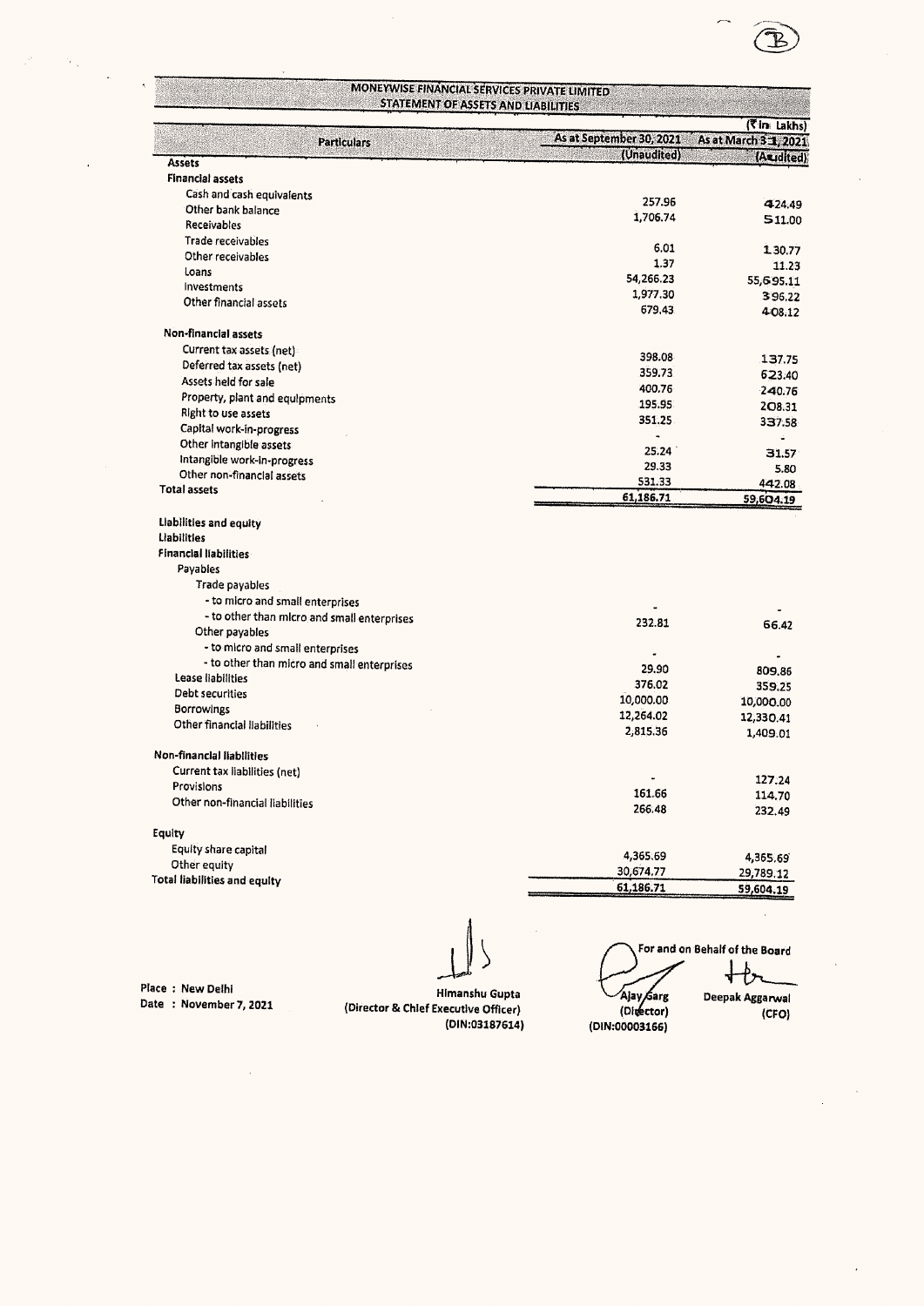# MONEYWISE FINANCIAL SERVICES PRIVATE LIMITED

## STATEMENT OF ASSETS AND LIABILITIES

(₹ in Lakhs)

| Particulars | As at September 30, 2021 (Unaudited) | As at March 31, 2021 (Audited) |
|---|---|---|
| **Assets** | | |
| **Financial assets** | | |
| Cash and cash equivalents | 257.96 | 424.49 |
| Other bank balance | 1,706.74 | 511.00 |
| Receivables | | |
| Trade receivables | 6.01 | 130.77 |
| Other receivables | 1.37 | 11.23 |
| Loans | 54,266.23 | 55,695.11 |
| Investments | 1,977.30 | 396.22 |
| Other financial assets | 679.43 | 408.12 |
| **Non-financial assets** | | |
| Current tax assets (net) | 398.08 | 137.75 |
| Deferred tax assets (net) | 359.73 | 623.40 |
| Assets held for sale | 400.76 | 240.76 |
| Property, plant and equipments | 195.95 | 208.31 |
| Right to use assets | 351.25 | 337.58 |
| Capital work-in-progress | - | - |
| Other intangible assets | 25.24 | 31.57 |
| Intangible work-in-progress | 29.33 | 5.80 |
| Other non-financial assets | 531.33 | 442.08 |
| **Total assets** | 61,186.71 | 59,604.19 |
| | | |
| **Liabilities and equity** | | |
| **Liabilities** | | |
| **Financial liabilities** | | |
| Payables | | |
| Trade payables | | |
| - to micro and small enterprises | - | - |
| - to other than micro and small enterprises | 232.81 | 66.42 |
| Other payables | | |
| - to micro and small enterprises | - | - |
| - to other than micro and small enterprises | 29.90 | 809.86 |
| Lease liabilities | 376.02 | 359.25 |
| Debt securities | 10,000.00 | 10,000.00 |
| Borrowings | 12,264.02 | 12,330.41 |
| Other financial liabilities | 2,815.36 | 1,409.01 |
| **Non-financial liabilities** | | |
| Current tax liabilities (net) | - | 127.24 |
| Provisions | 161.66 | 114.70 |
| Other non-financial liabilities | 266.48 | 232.49 |
| **Equity** | | |
| Equity share capital | 4,365.69 | 4,365.69 |
| Other equity | 30,674.77 | 29,789.12 |
| **Total liabilities and equity** | 61,186.71 | 59,604.19 |

For and on Behalf of the Board

Place : New Delhi
Date : November 7, 2021

Himanshu Gupta
(Director & Chief Executive Officer)
(DIN:03187614)

Ajay Garg
(Director)
(DIN:00003166)

Deepak Aggarwal
(CFO)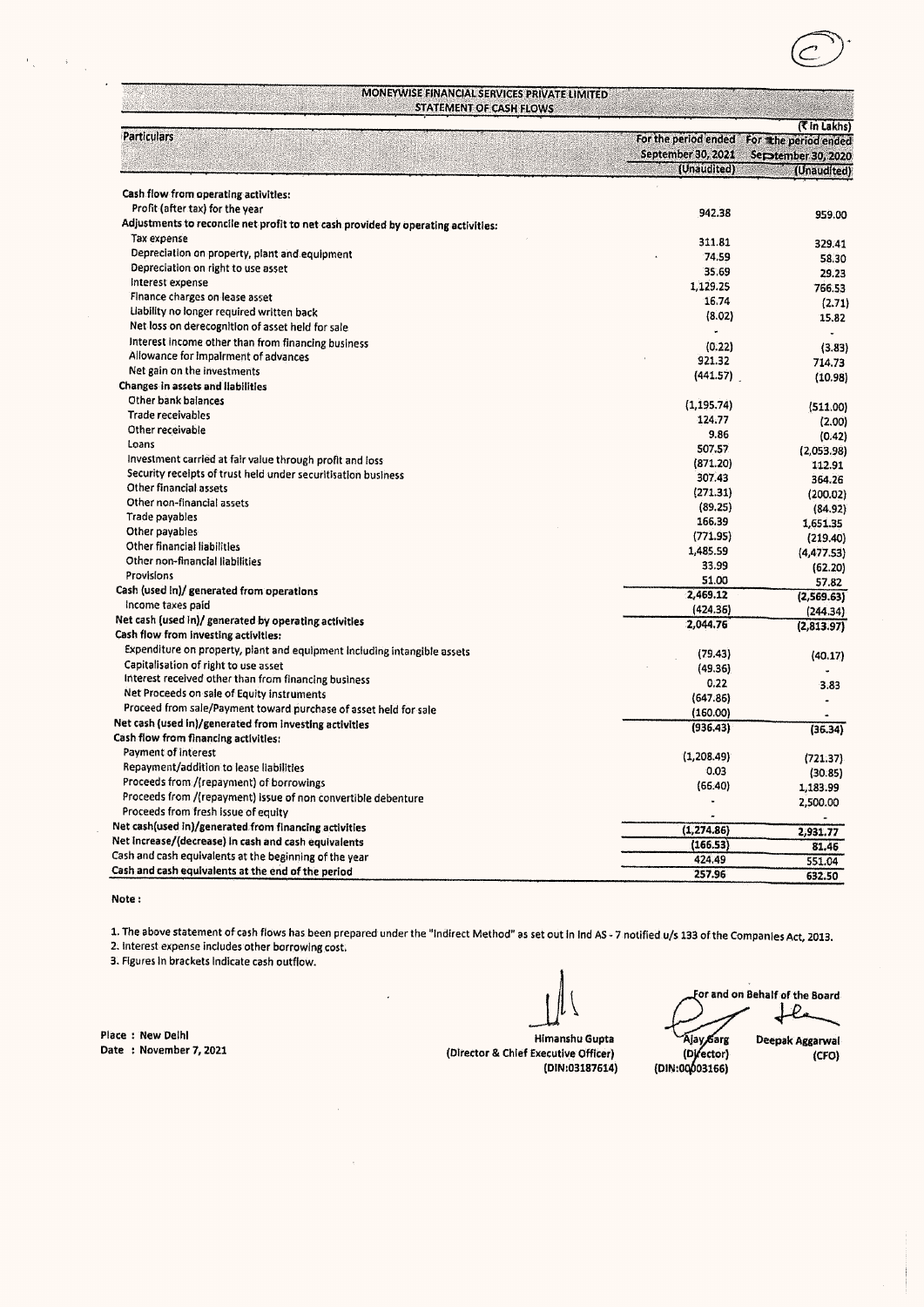# MONEYWISE FINANCIAL SERVICES PRIVATE LIMITED

## STATEMENT OF CASH FLOWS

(₹ in Lakhs)

| Particulars | For the period ended September 30, 2021 (Unaudited) | For the period ended September 30, 2020 (Unaudited) |
|---|---|---|
| **Cash flow from operating activities:** | | |
| Profit (after tax) for the year | 942.38 | 959.00 |
| Adjustments to reconcile net profit to net cash provided by operating activities: | | |
| Tax expense | 311.81 | 329.41 |
| Depreciation on property, plant and equipment | 74.59 | 58.30 |
| Depreciation on right to use asset | 35.69 | 29.23 |
| Interest expense | 1,129.25 | 766.53 |
| Finance charges on lease asset | 16.74 | (2.71) |
| Liability no longer required written back | (8.02) | 15.82 |
| Net loss on derecognition of asset held for sale | - | - |
| Interest income other than from financing business | (0.22) | (3.83) |
| Allowance for impairment of advances | 921.32 | 714.73 |
| Net gain on the investments | (441.57) | (10.98) |
| **Changes in assets and liabilities** | | |
| Other bank balances | (1,195.74) | (511.00) |
| Trade receivables | 124.77 | (2.00) |
| Other receivable | 9.86 | (0.42) |
| Loans | 507.57 | (2,053.98) |
| Investment carried at fair value through profit and loss | (871.20) | 112.91 |
| Security receipts of trust held under securitisation business | 307.43 | 364.26 |
| Other financial assets | (271.31) | (200.02) |
| Other non-financial assets | (89.25) | (84.92) |
| Trade payables | 166.39 | 1,651.35 |
| Other payables | (771.95) | (219.40) |
| Other financial liabilities | 1,485.59 | (4,477.53) |
| Other non-financial liabilities | 33.99 | (62.20) |
| Provisions | 51.00 | 57.82 |
| Cash (used in)/ generated from operations | 2,469.12 | (2,569.63) |
| Income taxes paid | (424.36) | (244.34) |
| Net cash (used in)/ generated by operating activities | 2,044.76 | (2,813.97) |
| **Cash flow from investing activities:** | | |
| Expenditure on property, plant and equipment including intangible assets | (79.43) | (40.17) |
| Capitalisation of right to use asset | (49.36) | - |
| Interest received other than from financing business | 0.22 | 3.83 |
| Net Proceeds on sale of Equity instruments | (647.86) | - |
| Proceed from sale/Payment toward purchase of asset held for sale | (160.00) | - |
| Net cash (used in)/generated from investing activities | (936.43) | (36.34) |
| **Cash flow from financing activities:** | | |
| Payment of interest | (1,208.49) | (721.37) |
| Repayment/addition to lease liabilities | 0.03 | (30.85) |
| Proceeds from /(repayment) of borrowings | (66.40) | 1,183.99 |
| Proceeds from /(repayment) issue of non convertible debenture | - | 2,500.00 |
| Proceeds from fresh issue of equity | - | - |
| Net cash(used in)/generated from financing activities | (1,274.86) | 2,931.77 |
| Net increase/(decrease) in cash and cash equivalents | (166.53) | 81.46 |
| Cash and cash equivalents at the beginning of the year | 424.49 | 551.04 |
| Cash and cash equivalents at the end of the period | 257.96 | 632.50 |

Note :

1. The above statement of cash flows has been prepared under the "Indirect Method" as set out in Ind AS - 7 notified u/s 133 of the Companies Act, 2013.
2. Interest expense includes other borrowing cost.
3. Figures in brackets indicate cash outflow.

For and on Behalf of the Board

Place : New Delhi
Date : November 7, 2021

Himanshu Gupta
(Director & Chief Executive Officer)
(DIN:03187614)

Ajay Garg
(Director)
(DIN:00003166)

Deepak Aggarwal
(CFO)